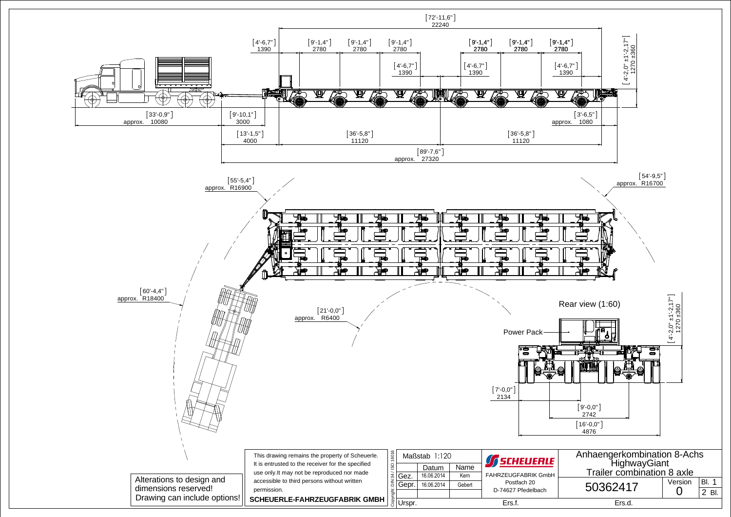[72'-11,6"] 22240

[4'-6,7"] 1390 | [9'-1,4"] 2780 | [9'-1,4"] 2780 | [9'-1,4"] 2780 | [9'-1,4"] 2780 | [9'-1,4"] 2780 | [9'-1,4"] 2780

[4'-6,7"] 1390 | [4'-6,7"] 1390 | [4'-6,7"] 1390

[4'-2,0" ±1'-2,17"] 1270 ±360

[33'-0,9"] approx. 10080 | [9'-10,1"] 3000 | [3'-6,5"] approx. 1080

[13'-1,5"] 4000 | [36'-5,8"] 11120 | [36'-5,8"] 11120

[89'-7,6"] approx. 27320

[55'-5,4"] approx. R16900

[54'-9,5"] approx. R16700

[60'-4,4"] approx. R18400

[21'-0,0"] approx. R6400

Rear view (1:60)

Power Pack

[4'-2,0" ±1'-2,17"] 1270 ±360

[7'-0,0"] 2134

[9'-0,0"] 2742

[16'-0,0"] 4876

Alterations to design and dimensions reserved!
Drawing can include options!

This drawing remains the property of Scheuerle. It is entrusted to the receiver for the specified use only.It may not be reproduced nor made accessible to third persons without written permission.

**SCHEUERLE-FAHRZEUGFABRIK GMBH**

Copyright: DIN 34 / ISO 16016

| Maßstab 1:120 | | |
|---|---|---|
| | Datum | Name |
| Gez. | 16.06.2014 | Kern |
| Gepr. | 16.06.2014 | Gebert |
| | | |
| Urspr. | | |

SCHEUERLE
FAHRZEUGFABRIK GmbH
Postfach 20
D-74627 Pfedelbach

Ers.f.

Anhaengerkombination 8-Achs HighwayGiant
Trailer combination 8 axle

| 50362417 | Version 0 | Bl. 1 / 2 Bl. |
|---|---|---|

Ers.d.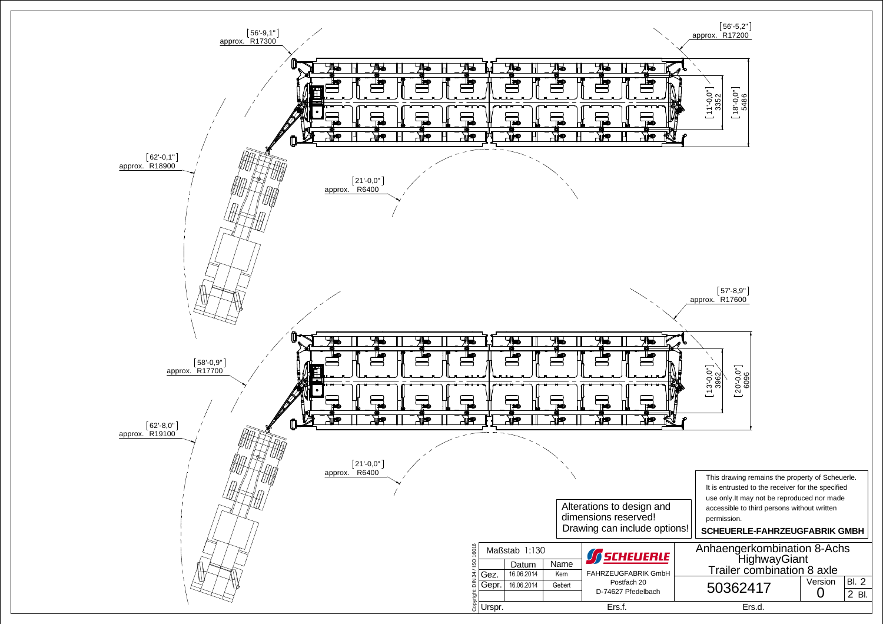[56'-9,1"]
approx. R17300

[56'-5,2"]
approx. R17200

[11'-0,0"]
3352

[18'-0,0"]
5486

[62'-0,1"]
approx. R18900

[21'-0,0"]
approx. R6400

[57'-8,9"]
approx. R17600

[58'-0,9"]
approx. R17700

[13'-0,0"]
3962

[20'-0,0"]
6096

[62'-8,0"]
approx. R19100

[21'-0,0"]
approx. R6400

Alterations to design and dimensions reserved!
Drawing can include options!

This drawing remains the property of Scheuerle. It is entrusted to the receiver for the specified use only.It may not be reproduced nor made accessible to third persons without written permission.

**SCHEUERLE-FAHRZEUGFABRIK GMBH**

| Maßstab 1:130 | | | SCHEUERLE | Anhaengerkombination 8-Achs HighwayGiant Trailer combination 8 axle | | |
|---|---|---|---|---|---|---|
| | Datum | Name | FAHRZEUGFABRIK GmbH | | | |
| Gez. | 16.06.2014 | Kern | Postfach 20 | 50362417 | Version 0 | Bl. 2 |
| Gepr. | 16.06.2014 | Gebert | D-74627 Pfedelbach | | | 2 Bl. |
| Urspr. | | | Ers.f. | Ers.d. | | |

Copyright: DIN 34 / ISO 16016